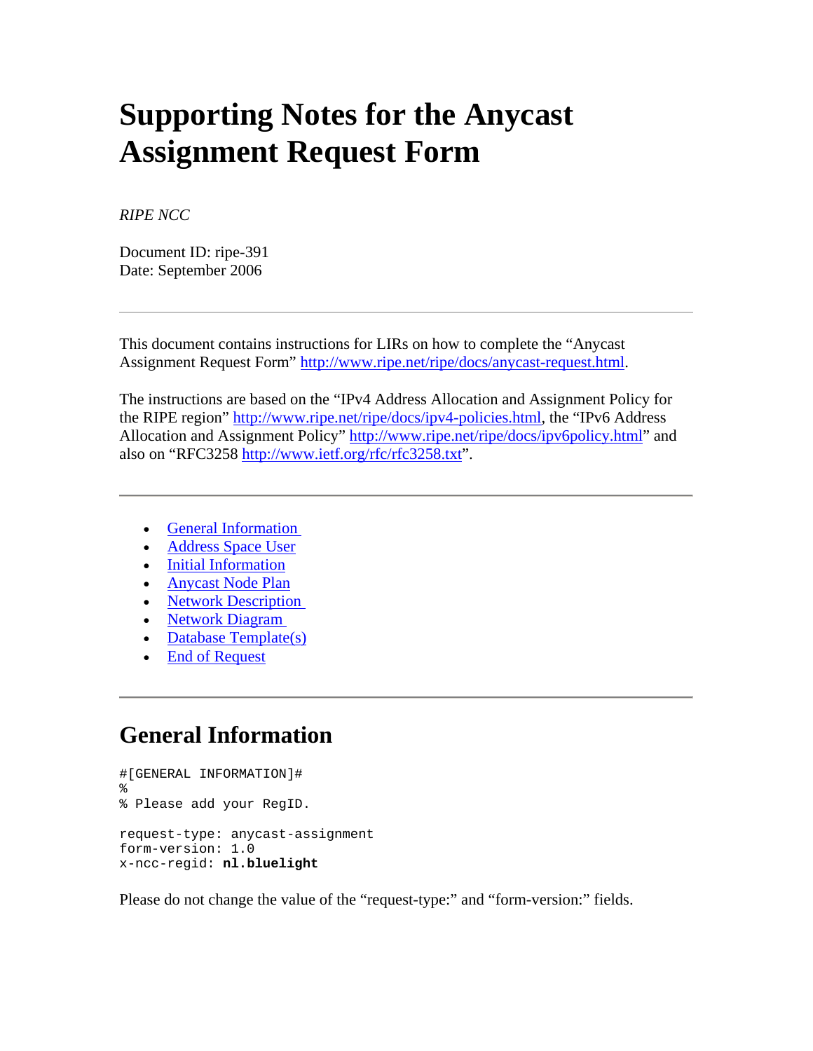# Supporting Notes for the Anycast Assignment Request Form

*RIPE NCC*

Document ID: ripe-391
Date: September 2006

---

This document contains instructions for LIRs on how to complete the "Anycast Assignment Request Form" http://www.ripe.net/ripe/docs/anycast-request.html.

The instructions are based on the "IPv4 Address Allocation and Assignment Policy for the RIPE region" http://www.ripe.net/ripe/docs/ipv4-policies.html, the "IPv6 Address Allocation and Assignment Policy" http://www.ripe.net/ripe/docs/ipv6policy.html" and also on "RFC3258 http://www.ietf.org/rfc/rfc3258.txt".

---

- General Information
- Address Space User
- Initial Information
- Anycast Node Plan
- Network Description
- Network Diagram
- Database Template(s)
- End of Request

---

## General Information

```
#[GENERAL INFORMATION]#
%
% Please add your RegID.

request-type: anycast-assignment
form-version: 1.0
x-ncc-regid: nl.bluelight
```

Please do not change the value of the "request-type:" and "form-version:" fields.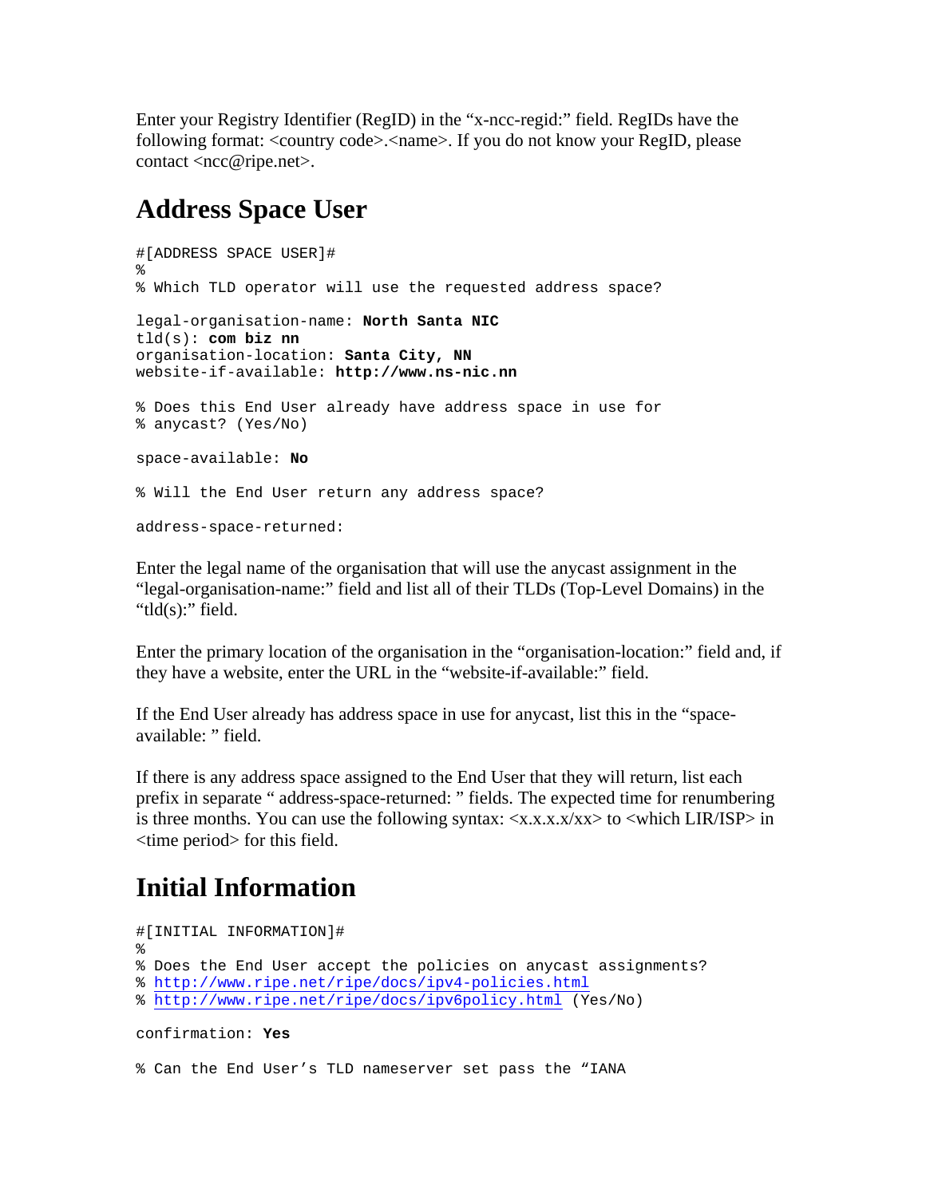Enter your Registry Identifier (RegID) in the "x-ncc-regid:" field. RegIDs have the following format: <country code>.<name>. If you do not know your RegID, please contact <ncc@ripe.net>.

## Address Space User

```
#[ADDRESS SPACE USER]#
%
% Which TLD operator will use the requested address space?

legal-organisation-name: North Santa NIC
tld(s): com biz nn
organisation-location: Santa City, NN
website-if-available: http://www.ns-nic.nn

% Does this End User already have address space in use for
% anycast? (Yes/No)

space-available: No

% Will the End User return any address space?

address-space-returned:
```

Enter the legal name of the organisation that will use the anycast assignment in the "legal-organisation-name:" field and list all of their TLDs (Top-Level Domains) in the "tld(s):" field.

Enter the primary location of the organisation in the "organisation-location:" field and, if they have a website, enter the URL in the "website-if-available:" field.

If the End User already has address space in use for anycast, list this in the "space-available: " field.

If there is any address space assigned to the End User that they will return, list each prefix in separate " address-space-returned: " fields. The expected time for renumbering is three months. You can use the following syntax: <x.x.x.x/xx> to <which LIR/ISP> in <time period> for this field.

## Initial Information

```
#[INITIAL INFORMATION]#
%
% Does the End User accept the policies on anycast assignments?
% http://www.ripe.net/ripe/docs/ipv4-policies.html
% http://www.ripe.net/ripe/docs/ipv6policy.html (Yes/No)

confirmation: Yes

% Can the End User's TLD nameserver set pass the "IANA
```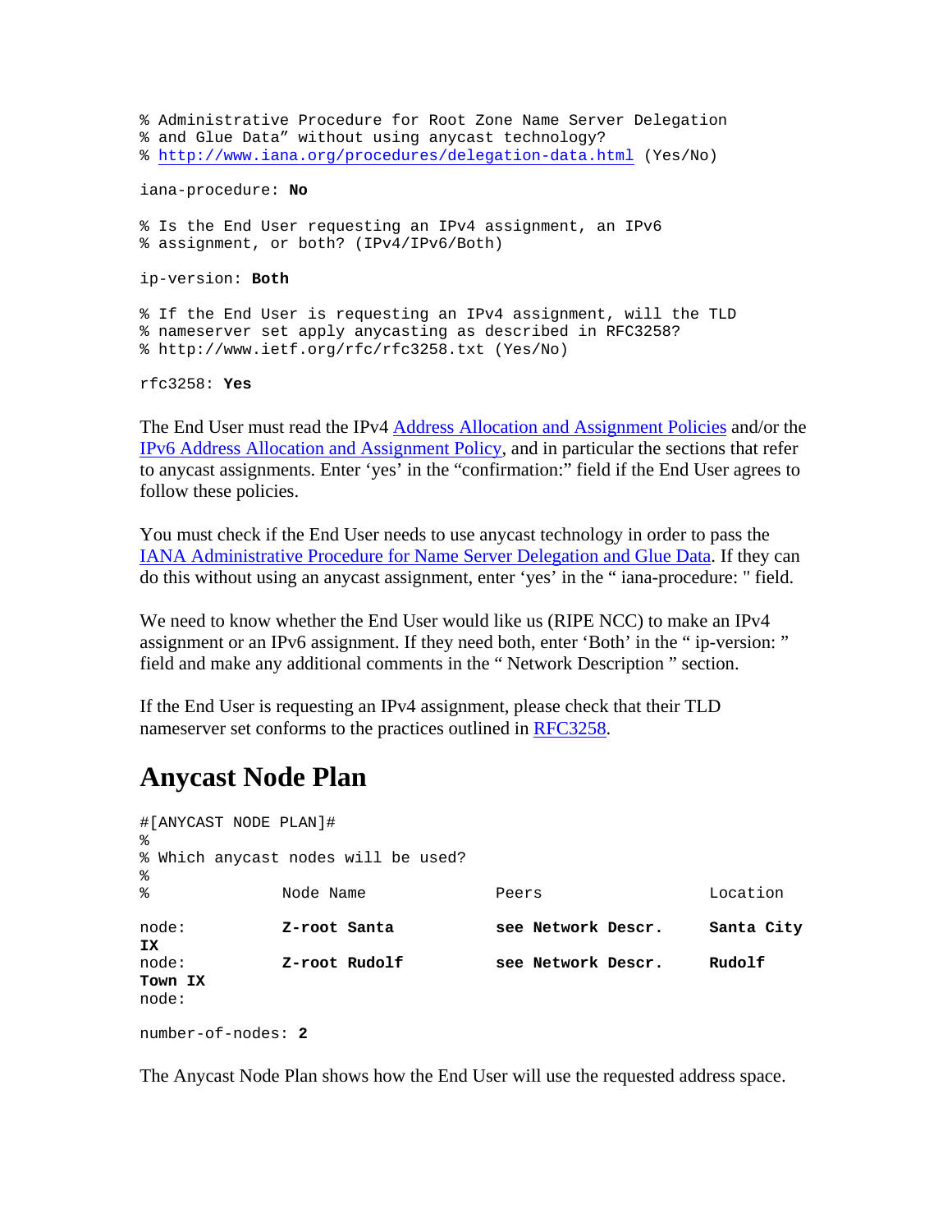```
% Administrative Procedure for Root Zone Name Server Delegation
% and Glue Data" without using anycast technology?
% http://www.iana.org/procedures/delegation-data.html (Yes/No)

iana-procedure: No

% Is the End User requesting an IPv4 assignment, an IPv6
% assignment, or both? (IPv4/IPv6/Both)

ip-version: Both

% If the End User is requesting an IPv4 assignment, will the TLD
% nameserver set apply anycasting as described in RFC3258?
% http://www.ietf.org/rfc/rfc3258.txt (Yes/No)

rfc3258: Yes
```

The End User must read the IPv4 Address Allocation and Assignment Policies and/or the IPv6 Address Allocation and Assignment Policy, and in particular the sections that refer to anycast assignments. Enter 'yes' in the "confirmation:" field if the End User agrees to follow these policies.

You must check if the End User needs to use anycast technology in order to pass the IANA Administrative Procedure for Name Server Delegation and Glue Data. If they can do this without using an anycast assignment, enter 'yes' in the " iana-procedure: " field.

We need to know whether the End User would like us (RIPE NCC) to make an IPv4 assignment or an IPv6 assignment. If they need both, enter 'Both' in the " ip-version: " field and make any additional comments in the " Network Description " section.

If the End User is requesting an IPv4 assignment, please check that their TLD nameserver set conforms to the practices outlined in RFC3258.

# Anycast Node Plan

```
#[ANYCAST NODE PLAN]#
%
% Which anycast nodes will be used?
%
%               Node Name              Peers                  Location

node:           Z-root Santa           see Network Descr.     Santa City IX
node:           Z-root Rudolf          see Network Descr.     Rudolf Town IX
node:

number-of-nodes: 2
```

The Anycast Node Plan shows how the End User will use the requested address space.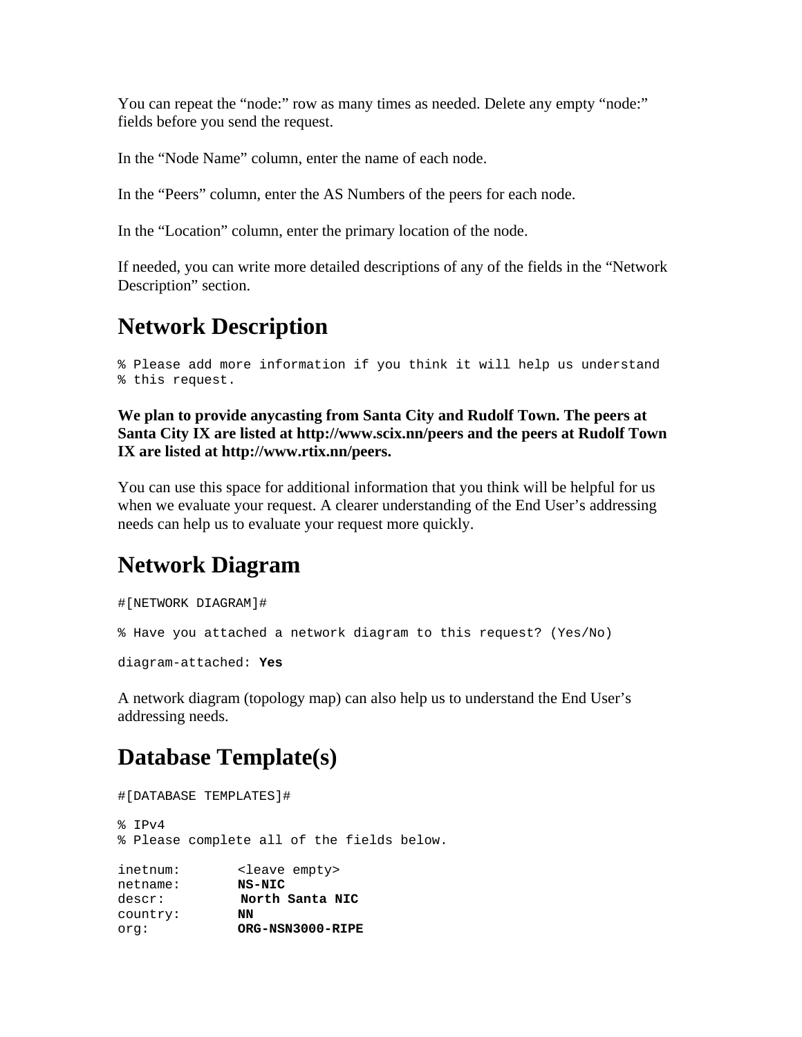You can repeat the “node:” row as many times as needed. Delete any empty “node:” fields before you send the request.

In the “Node Name” column, enter the name of each node.

In the “Peers” column, enter the AS Numbers of the peers for each node.

In the “Location” column, enter the primary location of the node.

If needed, you can write more detailed descriptions of any of the fields in the “Network Description” section.

## Network Description

```
% Please add more information if you think it will help us understand
% this request.
```

**We plan to provide anycasting from Santa City and Rudolf Town. The peers at Santa City IX are listed at http://www.scix.nn/peers and the peers at Rudolf Town IX are listed at http://www.rtix.nn/peers.**

You can use this space for additional information that you think will be helpful for us when we evaluate your request. A clearer understanding of the End User’s addressing needs can help us to evaluate your request more quickly.

## Network Diagram

```
#[NETWORK DIAGRAM]#

% Have you attached a network diagram to this request? (Yes/No)

diagram-attached: Yes
```

A network diagram (topology map) can also help us to understand the End User’s addressing needs.

## Database Template(s)

```
#[DATABASE TEMPLATES]#

% IPv4
% Please complete all of the fields below.

inetnum:        <leave empty>
netname:        NS-NIC
descr:          North Santa NIC
country:        NN
org:            ORG-NSN3000-RIPE
```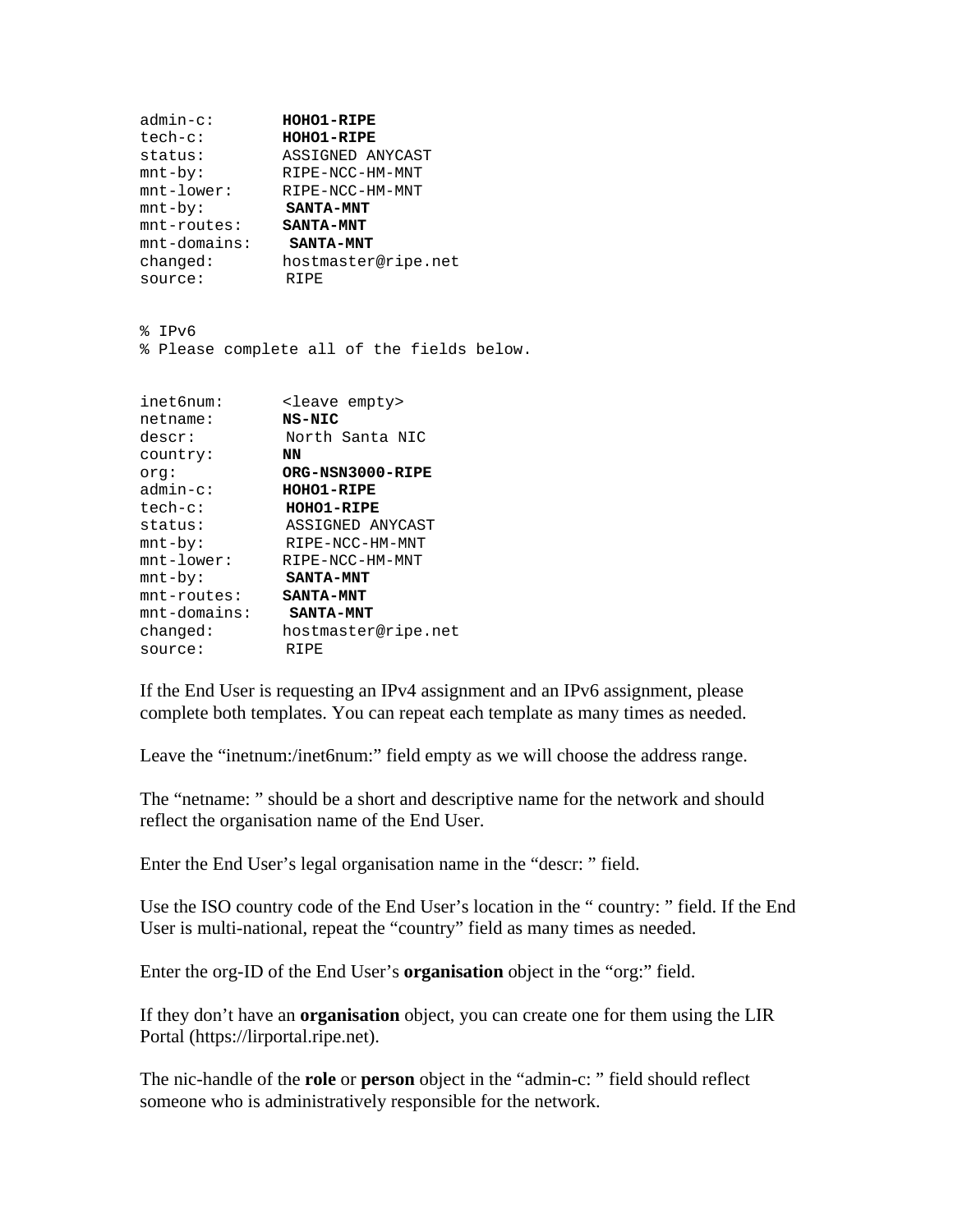```
admin-c:        HOHO1-RIPE
tech-c:         HOHO1-RIPE
status:         ASSIGNED ANYCAST
mnt-by:         RIPE-NCC-HM-MNT
mnt-lower:      RIPE-NCC-HM-MNT
mnt-by:         SANTA-MNT
mnt-routes:     SANTA-MNT
mnt-domains:    SANTA-MNT
changed:        hostmaster@ripe.net
source:         RIPE


% IPv6
% Please complete all of the fields below.


inet6num:       <leave empty>
netname:        NS-NIC
descr:          North Santa NIC
country:        NN
org:            ORG-NSN3000-RIPE
admin-c:        HOHO1-RIPE
tech-c:         HOHO1-RIPE
status:         ASSIGNED ANYCAST
mnt-by:         RIPE-NCC-HM-MNT
mnt-lower:      RIPE-NCC-HM-MNT
mnt-by:         SANTA-MNT
mnt-routes:     SANTA-MNT
mnt-domains:    SANTA-MNT
changed:        hostmaster@ripe.net
source:         RIPE
```

If the End User is requesting an IPv4 assignment and an IPv6 assignment, please complete both templates. You can repeat each template as many times as needed.

Leave the "inetnum:/inet6num:" field empty as we will choose the address range.

The "netname: " should be a short and descriptive name for the network and should reflect the organisation name of the End User.

Enter the End User's legal organisation name in the "descr: " field.

Use the ISO country code of the End User's location in the " country: " field. If the End User is multi-national, repeat the "country" field as many times as needed.

Enter the org-ID of the End User's **organisation** object in the "org:" field.

If they don't have an **organisation** object, you can create one for them using the LIR Portal (https://lirportal.ripe.net).

The nic-handle of the **role** or **person** object in the "admin-c: " field should reflect someone who is administratively responsible for the network.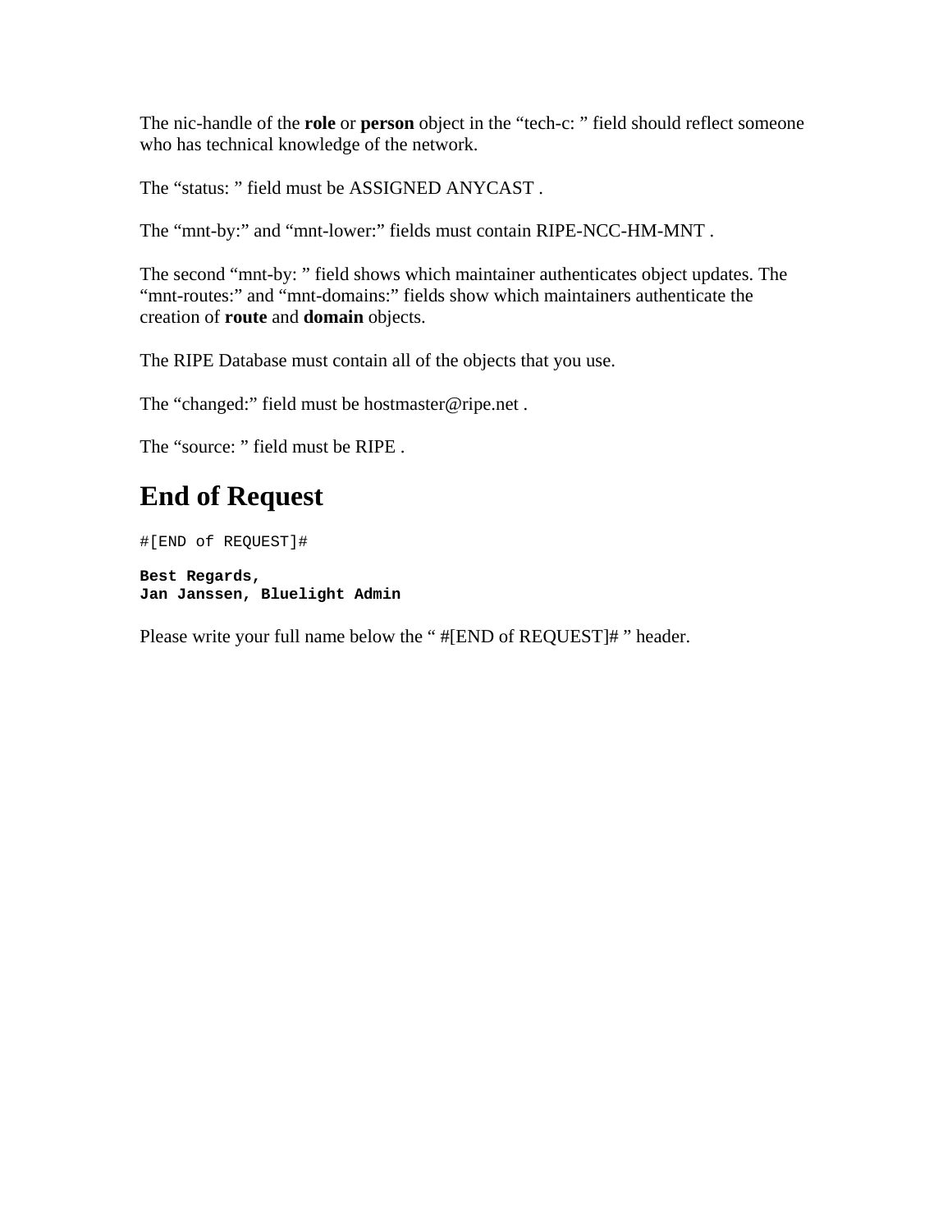The nic-handle of the **role** or **person** object in the “tech-c: ” field should reflect someone who has technical knowledge of the network.

The “status: ” field must be ASSIGNED ANYCAST .

The “mnt-by:” and “mnt-lower:” fields must contain RIPE-NCC-HM-MNT .

The second “mnt-by: ” field shows which maintainer authenticates object updates. The “mnt-routes:” and “mnt-domains:” fields show which maintainers authenticate the creation of **route** and **domain** objects.

The RIPE Database must contain all of the objects that you use.

The “changed:” field must be hostmaster@ripe.net .

The “source: ” field must be RIPE .

## End of Request

```
#[END of REQUEST]#
```

**Best Regards,**
**Jan Janssen, Bluelight Admin**

Please write your full name below the “ #[END of REQUEST]# ” header.